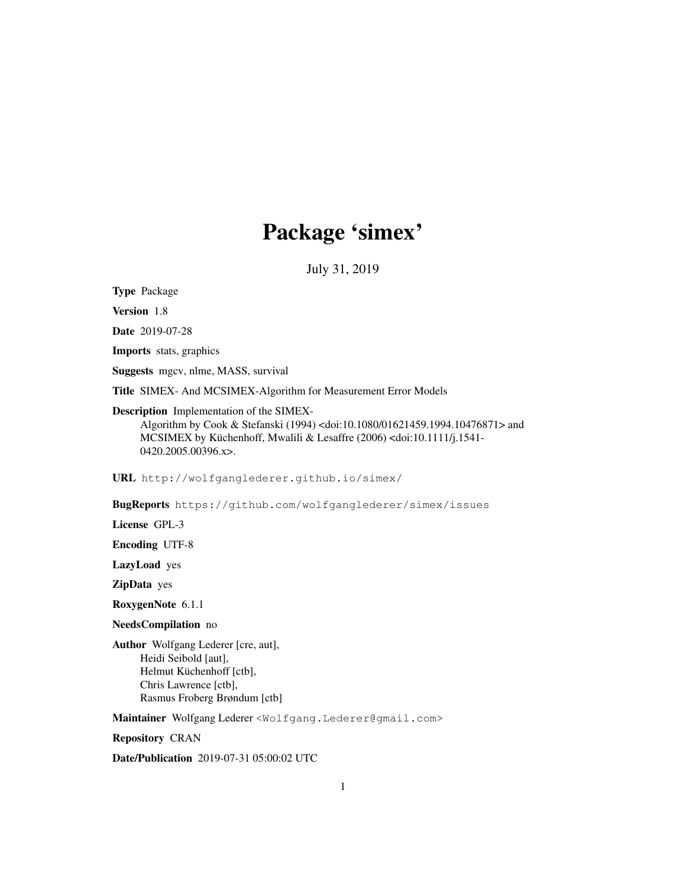# Package 'simex'

July 31, 2019

**Type** Package

**Version** 1.8

**Date** 2019-07-28

**Imports** stats, graphics

**Suggests** mgcv, nlme, MASS, survival

**Title** SIMEX- And MCSIMEX-Algorithm for Measurement Error Models

**Description** Implementation of the SIMEX-Algorithm by Cook & Stefanski (1994) <doi:10.1080/01621459.1994.10476871> and MCSIMEX by Küchenhoff, Mwalili & Lesaffre (2006) <doi:10.1111/j.1541-0420.2005.00396.x>.

**URL** http://wolfganglederer.github.io/simex/

**BugReports** https://github.com/wolfganglederer/simex/issues

**License** GPL-3

**Encoding** UTF-8

**LazyLoad** yes

**ZipData** yes

**RoxygenNote** 6.1.1

**NeedsCompilation** no

**Author** Wolfgang Lederer [cre, aut],
Heidi Seibold [aut],
Helmut Küchenhoff [ctb],
Chris Lawrence [ctb],
Rasmus Froberg Brøndum [ctb]

**Maintainer** Wolfgang Lederer <Wolfgang.Lederer@gmail.com>

**Repository** CRAN

**Date/Publication** 2019-07-31 05:00:02 UTC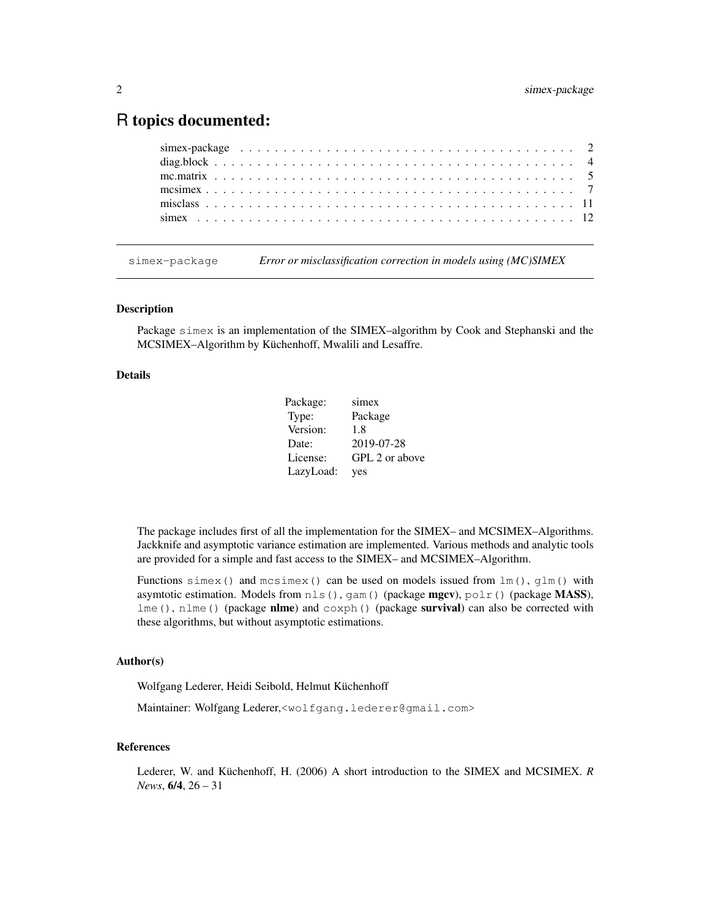# R topics documented:

| | |
|---|---|
| simex-package | 2 |
| diag.block | 4 |
| mc.matrix | 5 |
| mcsimex | 7 |
| misclass | 11 |
| simex | 12 |

---

## simex-package — *Error or misclassification correction in models using (MC)SIMEX*

### Description

Package `simex` is an implementation of the SIMEX–algorithm by Cook and Stephanski and the MCSIMEX–Algorithm by Küchenhoff, Mwalili and Lesaffre.

### Details

| | |
|---|---|
| Package: | simex |
| Type: | Package |
| Version: | 1.8 |
| Date: | 2019-07-28 |
| License: | GPL 2 or above |
| LazyLoad: | yes |

The package includes first of all the implementation for the SIMEX– and MCSIMEX–Algorithms. Jackknife and asymptotic variance estimation are implemented. Various methods and analytic tools are provided for a simple and fast access to the SIMEX– and MCSIMEX–Algorithm.

Functions `simex()` and `mcsimex()` can be used on models issued from `lm()`, `glm()` with asymtotic estimation. Models from `nls()`, `gam()` (package **mgcv**), `polr()` (package **MASS**), `lme()`, `nlme()` (package **nlme**) and `coxph()` (package **survival**) can also be corrected with these algorithms, but without asymptotic estimations.

### Author(s)

Wolfgang Lederer, Heidi Seibold, Helmut Küchenhoff

Maintainer: Wolfgang Lederer,<`wolfgang.lederer@gmail.com`>

### References

Lederer, W. and Küchenhoff, H. (2006) A short introduction to the SIMEX and MCSIMEX. *R News*, **6/4**, 26 – 31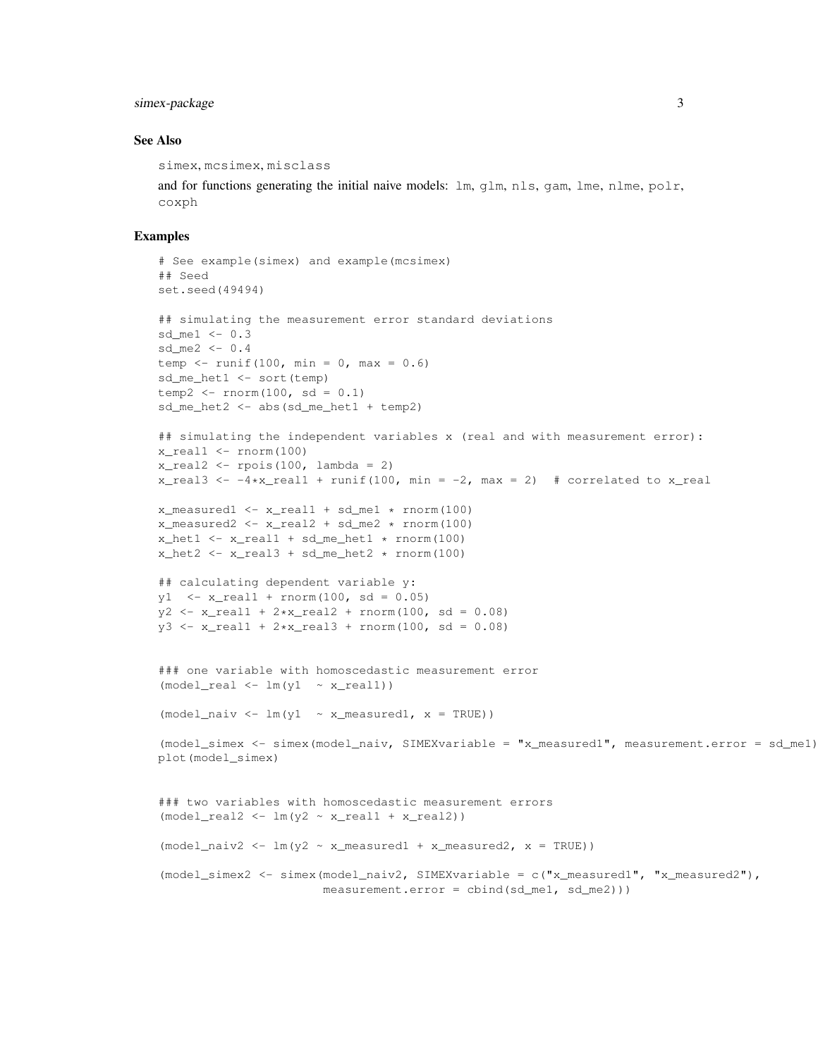## See Also

simex, mcsimex, misclass

and for functions generating the initial naive models: lm, glm, nls, gam, lme, nlme, polr, coxph

## Examples

```
# See example(simex) and example(mcsimex)
## Seed
set.seed(49494)

## simulating the measurement error standard deviations
sd_me1 <- 0.3
sd_me2 <- 0.4
temp <- runif(100, min = 0, max = 0.6)
sd_me_het1 <- sort(temp)
temp2 <- rnorm(100, sd = 0.1)
sd_me_het2 <- abs(sd_me_het1 + temp2)

## simulating the independent variables x (real and with measurement error):
x_real1 <- rnorm(100)
x_real2 <- rpois(100, lambda = 2)
x_real3 <- -4*x_real1 + runif(100, min = -2, max = 2)  # correlated to x_real

x_measured1 <- x_real1 + sd_me1 * rnorm(100)
x_measured2 <- x_real2 + sd_me2 * rnorm(100)
x_het1 <- x_real1 + sd_me_het1 * rnorm(100)
x_het2 <- x_real3 + sd_me_het2 * rnorm(100)

## calculating dependent variable y:
y1  <- x_real1 + rnorm(100, sd = 0.05)
y2 <- x_real1 + 2*x_real2 + rnorm(100, sd = 0.08)
y3 <- x_real1 + 2*x_real3 + rnorm(100, sd = 0.08)


### one variable with homoscedastic measurement error
(model_real <- lm(y1  ~ x_real1))

(model_naiv <- lm(y1  ~ x_measured1, x = TRUE))

(model_simex <- simex(model_naiv, SIMEXvariable = "x_measured1", measurement.error = sd_me1)
plot(model_simex)


### two variables with homoscedastic measurement errors
(model_real2 <- lm(y2 ~ x_real1 + x_real2))

(model_naiv2 <- lm(y2 ~ x_measured1 + x_measured2, x = TRUE))

(model_simex2 <- simex(model_naiv2, SIMEXvariable = c("x_measured1", "x_measured2"),
                      measurement.error = cbind(sd_me1, sd_me2)))
```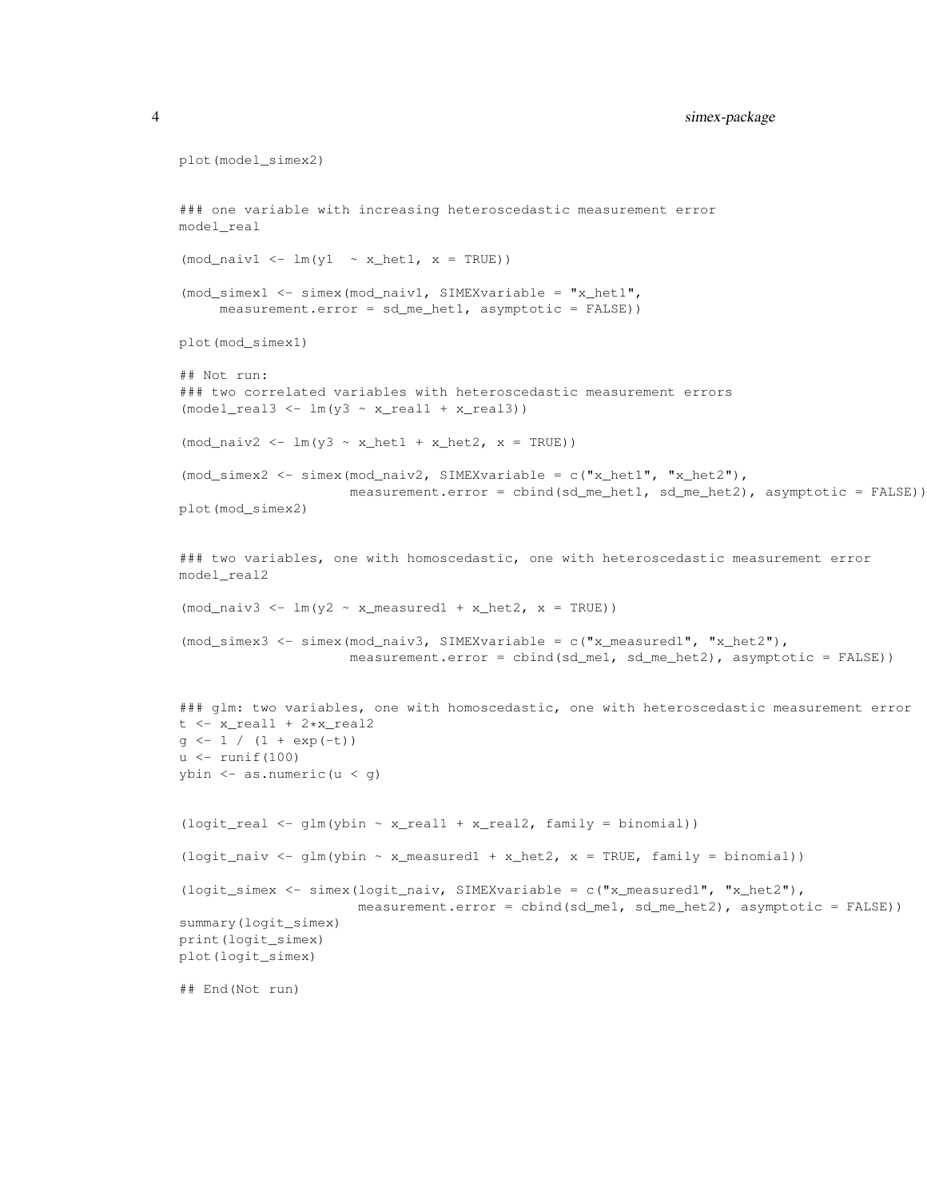```
plot(model_simex2)


### one variable with increasing heteroscedastic measurement error
model_real

(mod_naiv1 <- lm(y1  ~ x_het1, x = TRUE))

(mod_simex1 <- simex(mod_naiv1, SIMEXvariable = "x_het1",
     measurement.error = sd_me_het1, asymptotic = FALSE))

plot(mod_simex1)

## Not run:
### two correlated variables with heteroscedastic measurement errors
(model_real3 <- lm(y3 ~ x_real1 + x_real3))

(mod_naiv2 <- lm(y3 ~ x_het1 + x_het2, x = TRUE))

(mod_simex2 <- simex(mod_naiv2, SIMEXvariable = c("x_het1", "x_het2"),
                     measurement.error = cbind(sd_me_het1, sd_me_het2), asymptotic = FALSE))
plot(mod_simex2)


### two variables, one with homoscedastic, one with heteroscedastic measurement error
model_real2

(mod_naiv3 <- lm(y2 ~ x_measured1 + x_het2, x = TRUE))

(mod_simex3 <- simex(mod_naiv3, SIMEXvariable = c("x_measured1", "x_het2"),
                     measurement.error = cbind(sd_me1, sd_me_het2), asymptotic = FALSE))


### glm: two variables, one with homoscedastic, one with heteroscedastic measurement error
t <- x_real1 + 2*x_real2
g <- 1 / (1 + exp(-t))
u <- runif(100)
ybin <- as.numeric(u < g)


(logit_real <- glm(ybin ~ x_real1 + x_real2, family = binomial))

(logit_naiv <- glm(ybin ~ x_measured1 + x_het2, x = TRUE, family = binomial))

(logit_simex <- simex(logit_naiv, SIMEXvariable = c("x_measured1", "x_het2"),
                      measurement.error = cbind(sd_me1, sd_me_het2), asymptotic = FALSE))
summary(logit_simex)
print(logit_simex)
plot(logit_simex)

## End(Not run)
```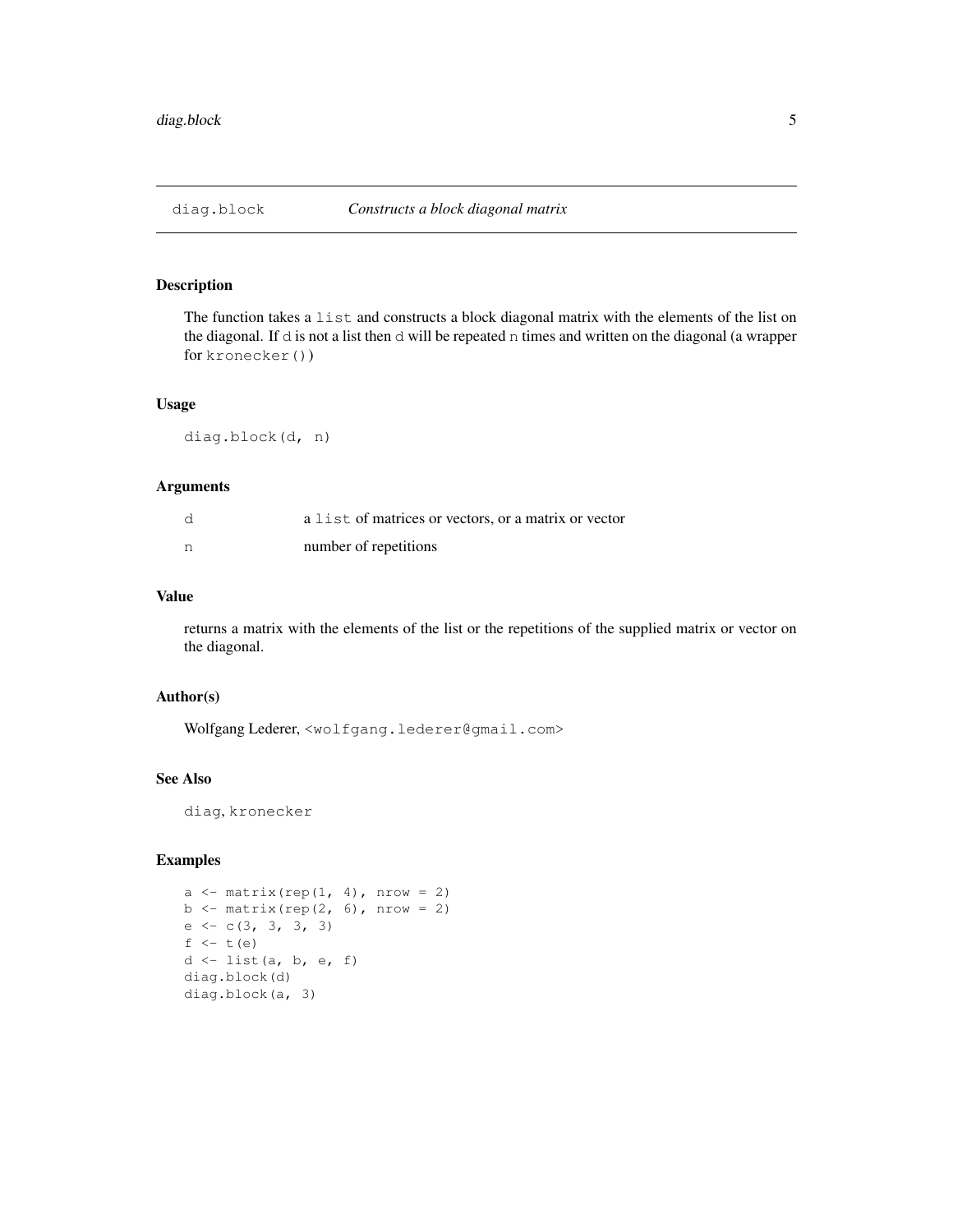## diag.block *Constructs a block diagonal matrix*

### Description

The function takes a `list` and constructs a block diagonal matrix with the elements of the list on the diagonal. If `d` is not a list then `d` will be repeated `n` times and written on the diagonal (a wrapper for `kronecker()`)

### Usage

```
diag.block(d, n)
```

### Arguments

| | |
|---|---|
| `d` | a `list` of matrices or vectors, or a matrix or vector |
| `n` | number of repetitions |

### Value

returns a matrix with the elements of the list or the repetitions of the supplied matrix or vector on the diagonal.

### Author(s)

Wolfgang Lederer, `<wolfgang.lederer@gmail.com>`

### See Also

`diag`, `kronecker`

### Examples

```
a <- matrix(rep(1, 4), nrow = 2)
b <- matrix(rep(2, 6), nrow = 2)
e <- c(3, 3, 3, 3)
f <- t(e)
d <- list(a, b, e, f)
diag.block(d)
diag.block(a, 3)
```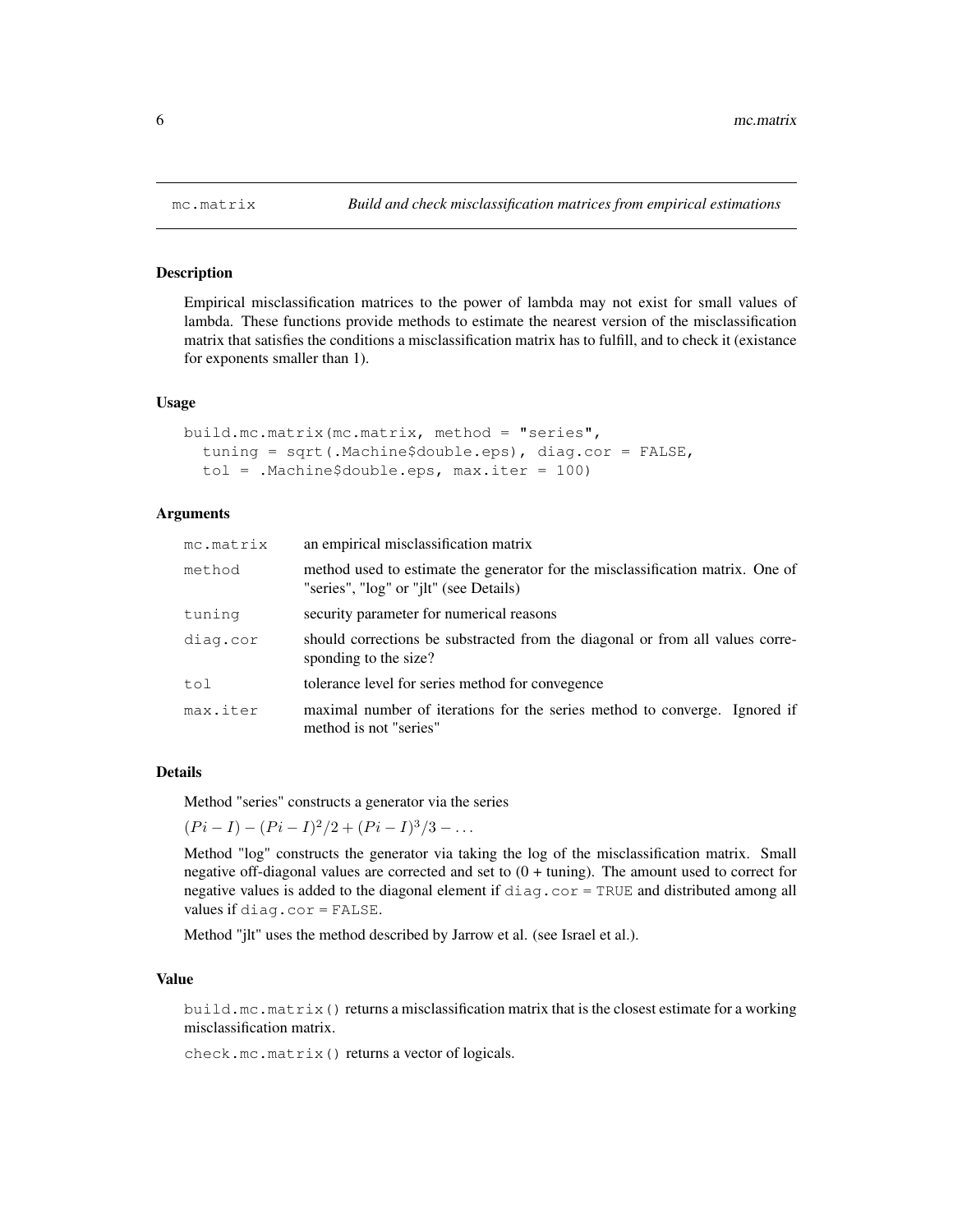mc.matrix — *Build and check misclassification matrices from empirical estimations*

### Description

Empirical misclassification matrices to the power of lambda may not exist for small values of lambda. These functions provide methods to estimate the nearest version of the misclassification matrix that satisfies the conditions a misclassification matrix has to fulfill, and to check it (existance for exponents smaller than 1).

### Usage

```
build.mc.matrix(mc.matrix, method = "series",
  tuning = sqrt(.Machine$double.eps), diag.cor = FALSE,
  tol = .Machine$double.eps, max.iter = 100)
```

### Arguments

| | |
|---|---|
| `mc.matrix` | an empirical misclassification matrix |
| `method` | method used to estimate the generator for the misclassification matrix. One of "series", "log" or "jlt" (see Details) |
| `tuning` | security parameter for numerical reasons |
| `diag.cor` | should corrections be substracted from the diagonal or from all values corresponding to the size? |
| `tol` | tolerance level for series method for convegence |
| `max.iter` | maximal number of iterations for the series method to converge. Ignored if method is not "series" |

### Details

Method "series" constructs a generator via the series

$(Pi - I) - (Pi - I)^2/2 + (Pi - I)^3/3 - \dots$

Method "log" constructs the generator via taking the log of the misclassification matrix. Small negative off-diagonal values are corrected and set to (0 + tuning). The amount used to correct for negative values is added to the diagonal element if `diag.cor = TRUE` and distributed among all values if `diag.cor = FALSE`.

Method "jlt" uses the method described by Jarrow et al. (see Israel et al.).

### Value

`build.mc.matrix()` returns a misclassification matrix that is the closest estimate for a working misclassification matrix.

`check.mc.matrix()` returns a vector of logicals.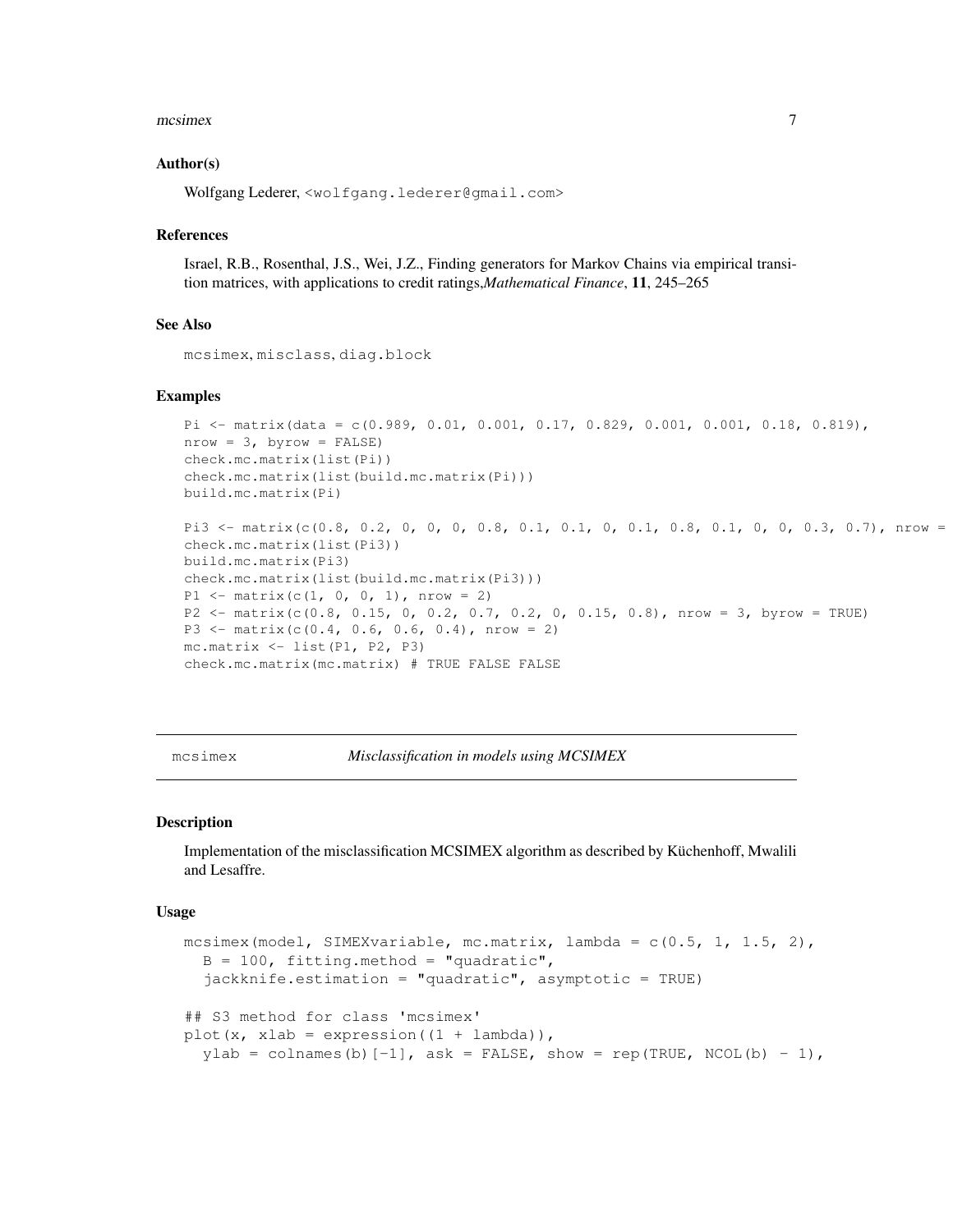### Author(s)

Wolfgang Lederer, <wolfgang.lederer@gmail.com>

### References

Israel, R.B., Rosenthal, J.S., Wei, J.Z., Finding generators for Markov Chains via empirical transition matrices, with applications to credit ratings,*Mathematical Finance*, **11**, 245–265

### See Also

mcsimex, misclass, diag.block

### Examples

```
Pi <- matrix(data = c(0.989, 0.01, 0.001, 0.17, 0.829, 0.001, 0.001, 0.18, 0.819),
nrow = 3, byrow = FALSE)
check.mc.matrix(list(Pi))
check.mc.matrix(list(build.mc.matrix(Pi)))
build.mc.matrix(Pi)

Pi3 <- matrix(c(0.8, 0.2, 0, 0, 0, 0.8, 0.1, 0.1, 0, 0.1, 0.8, 0.1, 0, 0, 0.3, 0.7), nrow =
check.mc.matrix(list(Pi3))
build.mc.matrix(Pi3)
check.mc.matrix(list(build.mc.matrix(Pi3)))
P1 <- matrix(c(1, 0, 0, 1), nrow = 2)
P2 <- matrix(c(0.8, 0.15, 0, 0.2, 0.7, 0.2, 0, 0.15, 0.8), nrow = 3, byrow = TRUE)
P3 <- matrix(c(0.4, 0.6, 0.6, 0.4), nrow = 2)
mc.matrix <- list(P1, P2, P3)
check.mc.matrix(mc.matrix) # TRUE FALSE FALSE
```

---

## mcsimex — *Misclassification in models using MCSIMEX*

### Description

Implementation of the misclassification MCSIMEX algorithm as described by Küchenhoff, Mwalili and Lesaffre.

### Usage

```
mcsimex(model, SIMEXvariable, mc.matrix, lambda = c(0.5, 1, 1.5, 2),
  B = 100, fitting.method = "quadratic",
  jackknife.estimation = "quadratic", asymptotic = TRUE)

## S3 method for class 'mcsimex'
plot(x, xlab = expression((1 + lambda)),
  ylab = colnames(b)[-1], ask = FALSE, show = rep(TRUE, NCOL(b) - 1),
```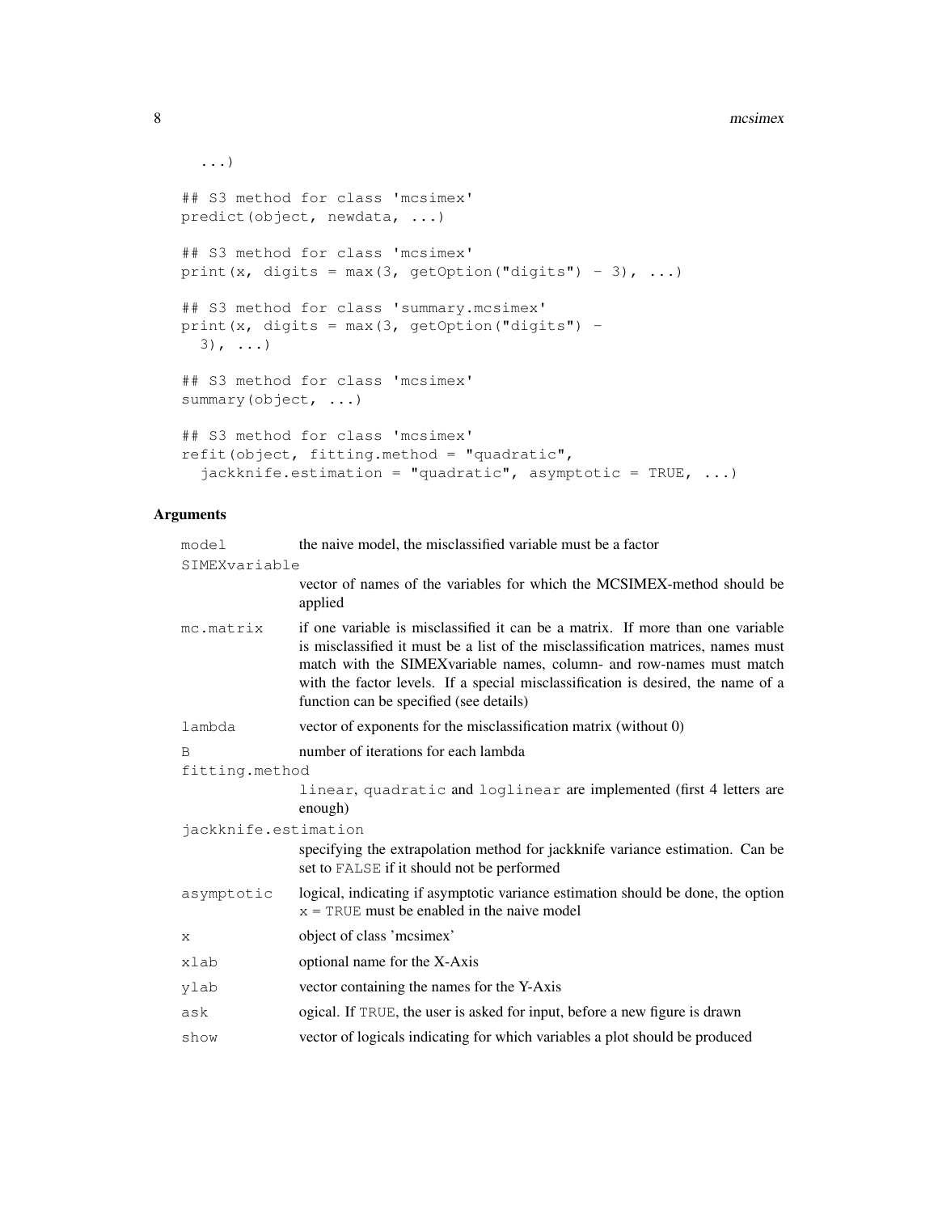```
  ...)

## S3 method for class 'mcsimex'
predict(object, newdata, ...)

## S3 method for class 'mcsimex'
print(x, digits = max(3, getOption("digits") - 3), ...)

## S3 method for class 'summary.mcsimex'
print(x, digits = max(3, getOption("digits") -
  3), ...)

## S3 method for class 'mcsimex'
summary(object, ...)

## S3 method for class 'mcsimex'
refit(object, fitting.method = "quadratic",
  jackknife.estimation = "quadratic", asymptotic = TRUE, ...)
```

## Arguments

| | |
|---|---|
| `model` | the naive model, the misclassified variable must be a factor |
| `SIMEXvariable` | vector of names of the variables for which the MCSIMEX-method should be applied |
| `mc.matrix` | if one variable is misclassified it can be a matrix. If more than one variable is misclassified it must be a list of the misclassification matrices, names must match with the SIMEXvariable names, column- and row-names must match with the factor levels. If a special misclassification is desired, the name of a function can be specified (see details) |
| `lambda` | vector of exponents for the misclassification matrix (without 0) |
| `B` | number of iterations for each lambda |
| `fitting.method` | `linear`, `quadratic` and `loglinear` are implemented (first 4 letters are enough) |
| `jackknife.estimation` | specifying the extrapolation method for jackknife variance estimation. Can be set to `FALSE` if it should not be performed |
| `asymptotic` | logical, indicating if asymptotic variance estimation should be done, the option `x = TRUE` must be enabled in the naive model |
| `x` | object of class 'mcsimex' |
| `xlab` | optional name for the X-Axis |
| `ylab` | vector containing the names for the Y-Axis |
| `ask` | ogical. If `TRUE`, the user is asked for input, before a new figure is drawn |
| `show` | vector of logicals indicating for which variables a plot should be produced |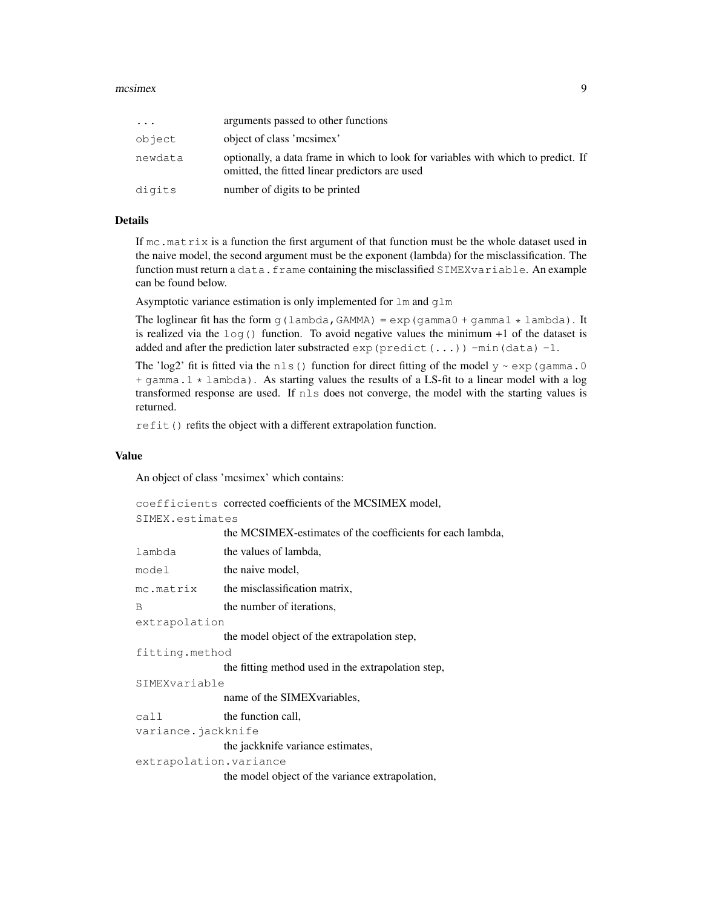| | |
|---|---|
| `...` | arguments passed to other functions |
| `object` | object of class 'mcsimex' |
| `newdata` | optionally, a data frame in which to look for variables with which to predict. If omitted, the fitted linear predictors are used |
| `digits` | number of digits to be printed |

### Details

If `mc.matrix` is a function the first argument of that function must be the whole dataset used in the naive model, the second argument must be the exponent (lambda) for the misclassification. The function must return a `data.frame` containing the misclassified `SIMEXvariable`. An example can be found below.

Asymptotic variance estimation is only implemented for `lm` and `glm`

The loglinear fit has the form `g(lambda,GAMMA) = exp(gamma0 + gamma1 * lambda)`. It is realized via the `log()` function. To avoid negative values the minimum +1 of the dataset is added and after the prediction later substracted `exp(predict(...)) -min(data) -1`.

The 'log2' fit is fitted via the `nls()` function for direct fitting of the model `y ~ exp(gamma.0 + gamma.1 * lambda)`. As starting values the results of a LS-fit to a linear model with a log transformed response are used. If `nls` does not converge, the model with the starting values is returned.

`refit()` refits the object with a different extrapolation function.

### Value

An object of class 'mcsimex' which contains:

| | |
|---|---|
| `coefficients` | corrected coefficients of the MCSIMEX model, |
| `SIMEX.estimates` | the MCSIMEX-estimates of the coefficients for each lambda, |
| `lambda` | the values of lambda, |
| `model` | the naive model, |
| `mc.matrix` | the misclassification matrix, |
| `B` | the number of iterations, |
| `extrapolation` | the model object of the extrapolation step, |
| `fitting.method` | the fitting method used in the extrapolation step, |
| `SIMEXvariable` | name of the SIMEXvariables, |
| `call` | the function call, |
| `variance.jackknife` | the jackknife variance estimates, |
| `extrapolation.variance` | the model object of the variance extrapolation, |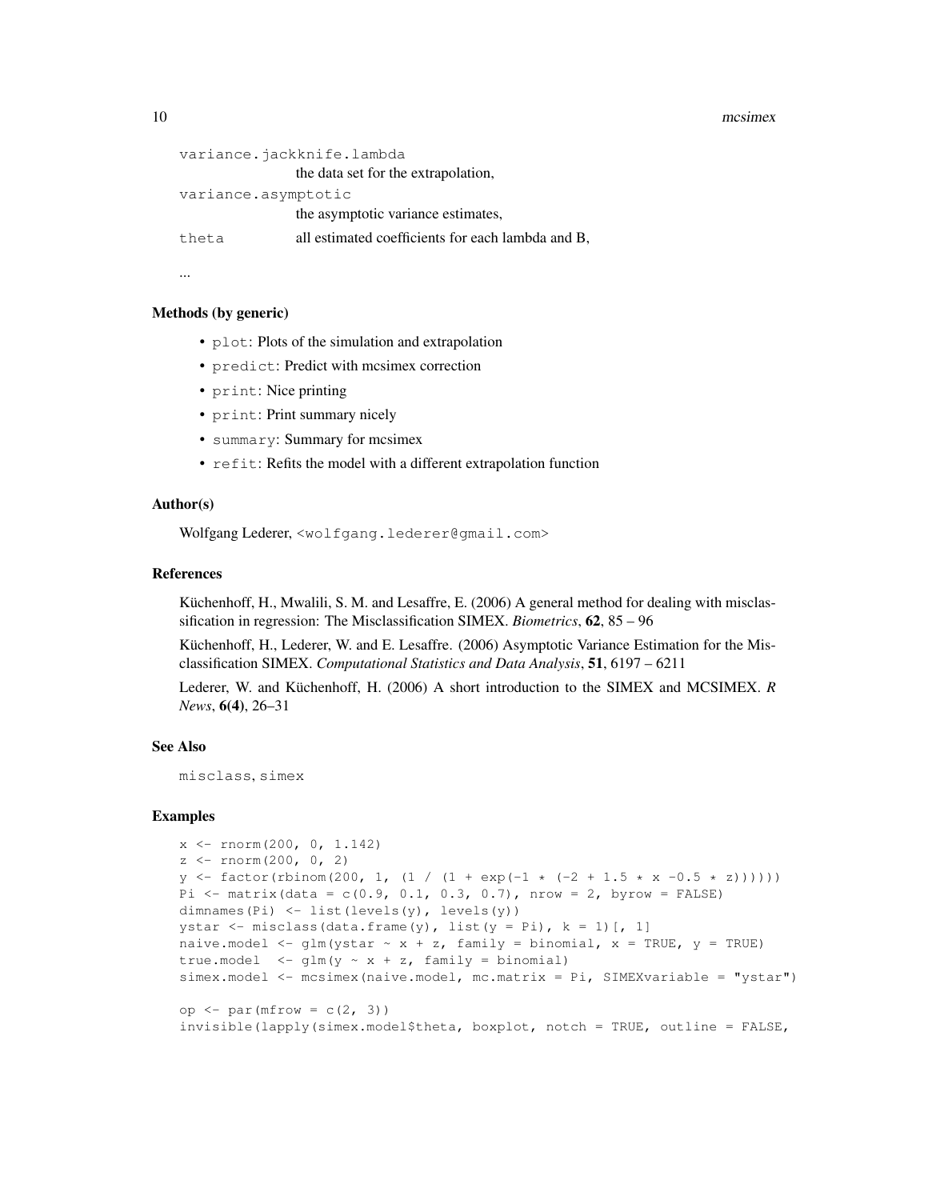`variance.jackknife.lambda`
: the data set for the extrapolation,

`variance.asymptotic`
: the asymptotic variance estimates,

`theta`
: all estimated coefficients for each lambda and B,

...

## Methods (by generic)

- `plot`: Plots of the simulation and extrapolation
- `predict`: Predict with mcsimex correction
- `print`: Nice printing
- `print`: Print summary nicely
- `summary`: Summary for mcsimex
- `refit`: Refits the model with a different extrapolation function

## Author(s)

Wolfgang Lederer, <wolfgang.lederer@gmail.com>

## References

Küchenhoff, H., Mwalili, S. M. and Lesaffre, E. (2006) A general method for dealing with misclassification in regression: The Misclassification SIMEX. *Biometrics*, **62**, 85 – 96

Küchenhoff, H., Lederer, W. and E. Lesaffre. (2006) Asymptotic Variance Estimation for the Misclassification SIMEX. *Computational Statistics and Data Analysis*, **51**, 6197 – 6211

Lederer, W. and Küchenhoff, H. (2006) A short introduction to the SIMEX and MCSIMEX. *R News*, **6(4)**, 26–31

## See Also

`misclass`, `simex`

## Examples

```
x <- rnorm(200, 0, 1.142)
z <- rnorm(200, 0, 2)
y <- factor(rbinom(200, 1, (1 / (1 + exp(-1 * (-2 + 1.5 * x -0.5 * z))))))
Pi <- matrix(data = c(0.9, 0.1, 0.3, 0.7), nrow = 2, byrow = FALSE)
dimnames(Pi) <- list(levels(y), levels(y))
ystar <- misclass(data.frame(y), list(y = Pi), k = 1)[, 1]
naive.model <- glm(ystar ~ x + z, family = binomial, x = TRUE, y = TRUE)
true.model  <- glm(y ~ x + z, family = binomial)
simex.model <- mcsimex(naive.model, mc.matrix = Pi, SIMEXvariable = "ystar")

op <- par(mfrow = c(2, 3))
invisible(lapply(simex.model$theta, boxplot, notch = TRUE, outline = FALSE,
```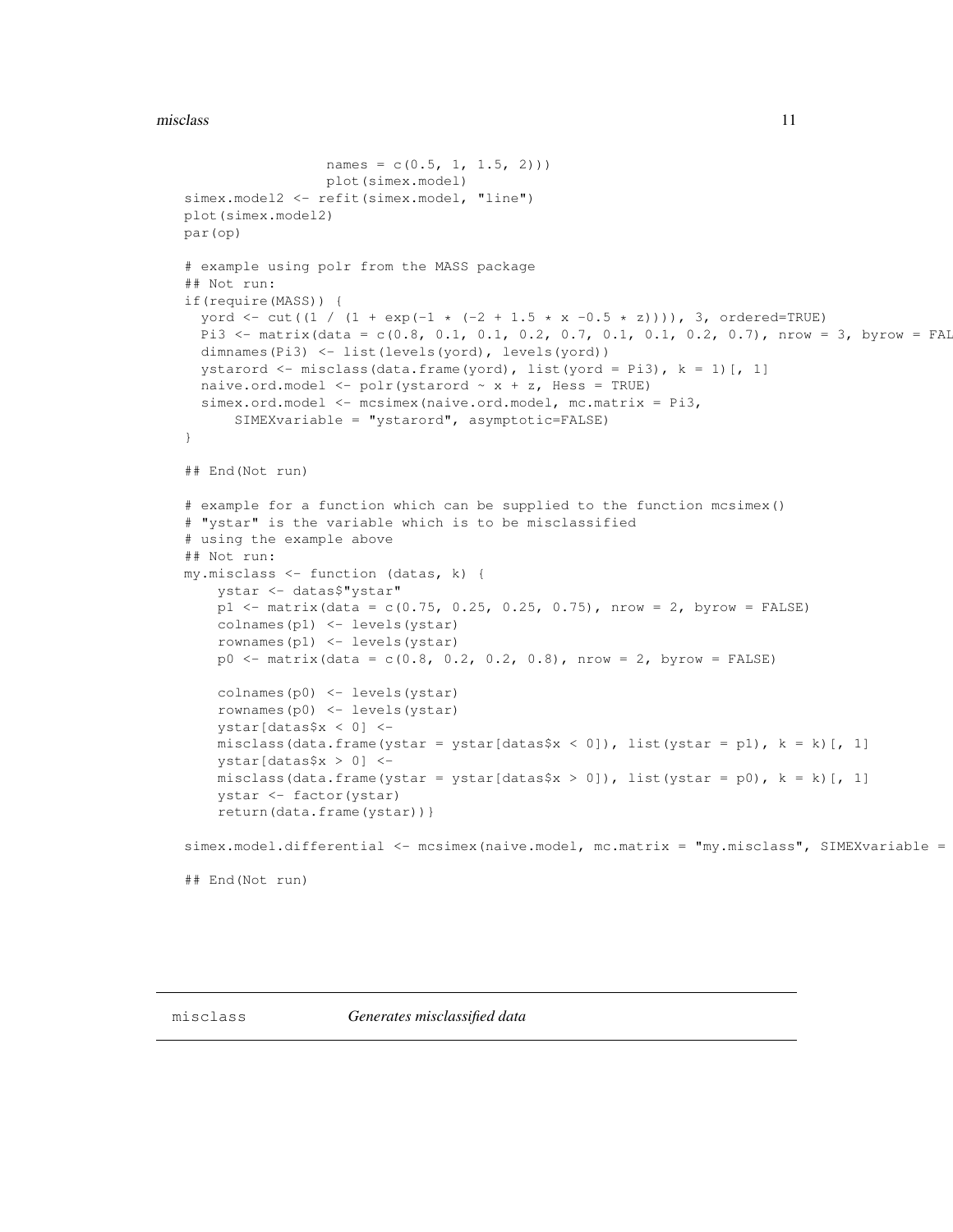```
                  names = c(0.5, 1, 1.5, 2)))
                  plot(simex.model)
simex.model2 <- refit(simex.model, "line")
plot(simex.model2)
par(op)

# example using polr from the MASS package
## Not run:
if(require(MASS)) {
  yord <- cut((1 / (1 + exp(-1 * (-2 + 1.5 * x -0.5 * z)))), 3, ordered=TRUE)
  Pi3 <- matrix(data = c(0.8, 0.1, 0.1, 0.2, 0.7, 0.1, 0.1, 0.2, 0.7), nrow = 3, byrow = FAL
  dimnames(Pi3) <- list(levels(yord), levels(yord))
  ystarord <- misclass(data.frame(yord), list(yord = Pi3), k = 1)[, 1]
  naive.ord.model <- polr(ystarord ~ x + z, Hess = TRUE)
  simex.ord.model <- mcsimex(naive.ord.model, mc.matrix = Pi3,
      SIMEXvariable = "ystarord", asymptotic=FALSE)
}

## End(Not run)

# example for a function which can be supplied to the function mcsimex()
# "ystar" is the variable which is to be misclassified
# using the example above
## Not run:
my.misclass <- function (datas, k) {
    ystar <- datas$"ystar"
    p1 <- matrix(data = c(0.75, 0.25, 0.25, 0.75), nrow = 2, byrow = FALSE)
    colnames(p1) <- levels(ystar)
    rownames(p1) <- levels(ystar)
    p0 <- matrix(data = c(0.8, 0.2, 0.2, 0.8), nrow = 2, byrow = FALSE)

    colnames(p0) <- levels(ystar)
    rownames(p0) <- levels(ystar)
    ystar[datas$x < 0] <-
    misclass(data.frame(ystar = ystar[datas$x < 0]), list(ystar = p1), k = k)[, 1]
    ystar[datas$x > 0] <-
    misclass(data.frame(ystar = ystar[datas$x > 0]), list(ystar = p0), k = k)[, 1]
    ystar <- factor(ystar)
    return(data.frame(ystar))}

simex.model.differential <- mcsimex(naive.model, mc.matrix = "my.misclass", SIMEXvariable =

## End(Not run)
```

## misclass *Generates misclassified data*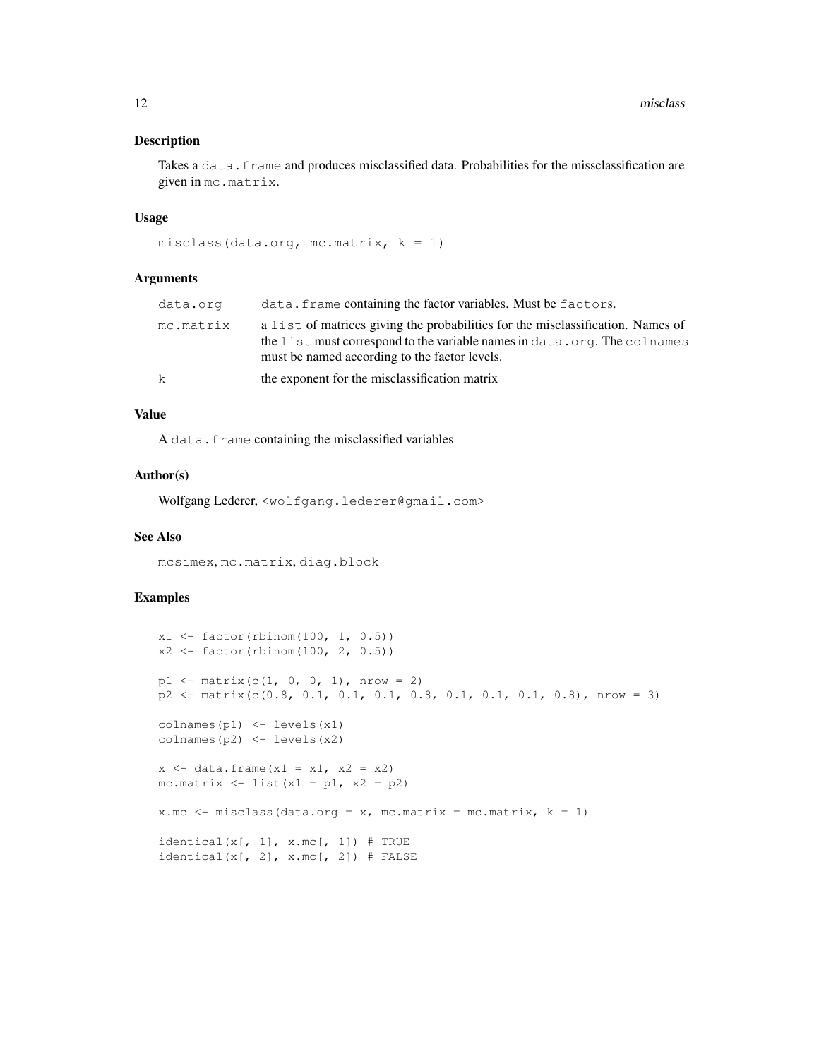## Description

Takes a `data.frame` and produces misclassified data. Probabilities for the missclassification are given in `mc.matrix`.

## Usage

```
misclass(data.org, mc.matrix, k = 1)
```

## Arguments

| | |
|---|---|
| `data.org` | `data.frame` containing the factor variables. Must be `factor`s. |
| `mc.matrix` | a `list` of matrices giving the probabilities for the misclassification. Names of the `list` must correspond to the variable names in `data.org`. The `colnames` must be named according to the factor levels. |
| `k` | the exponent for the misclassification matrix |

## Value

A `data.frame` containing the misclassified variables

## Author(s)

Wolfgang Lederer, <wolfgang.lederer@gmail.com>

## See Also

`mcsimex`, `mc.matrix`, `diag.block`

## Examples

```
x1 <- factor(rbinom(100, 1, 0.5))
x2 <- factor(rbinom(100, 2, 0.5))

p1 <- matrix(c(1, 0, 0, 1), nrow = 2)
p2 <- matrix(c(0.8, 0.1, 0.1, 0.1, 0.8, 0.1, 0.1, 0.1, 0.8), nrow = 3)

colnames(p1) <- levels(x1)
colnames(p2) <- levels(x2)

x <- data.frame(x1 = x1, x2 = x2)
mc.matrix <- list(x1 = p1, x2 = p2)

x.mc <- misclass(data.org = x, mc.matrix = mc.matrix, k = 1)

identical(x[, 1], x.mc[, 1]) # TRUE
identical(x[, 2], x.mc[, 2]) # FALSE
```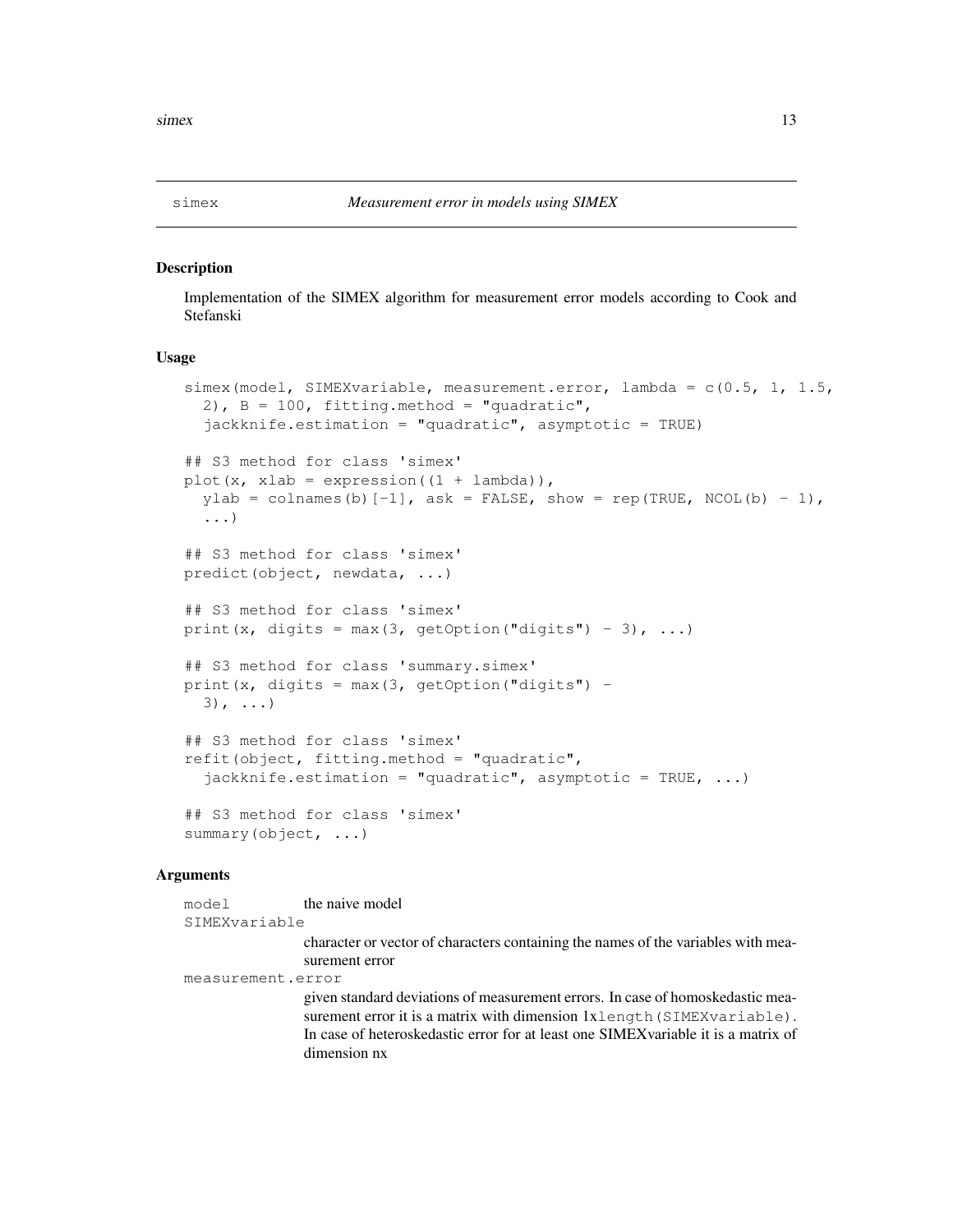## simex — *Measurement error in models using SIMEX*

### Description

Implementation of the SIMEX algorithm for measurement error models according to Cook and Stefanski

### Usage

```
simex(model, SIMEXvariable, measurement.error, lambda = c(0.5, 1, 1.5,
  2), B = 100, fitting.method = "quadratic",
  jackknife.estimation = "quadratic", asymptotic = TRUE)

## S3 method for class 'simex'
plot(x, xlab = expression((1 + lambda)),
  ylab = colnames(b)[-1], ask = FALSE, show = rep(TRUE, NCOL(b) - 1),
  ...)

## S3 method for class 'simex'
predict(object, newdata, ...)

## S3 method for class 'simex'
print(x, digits = max(3, getOption("digits") - 3), ...)

## S3 method for class 'summary.simex'
print(x, digits = max(3, getOption("digits") -
  3), ...)

## S3 method for class 'simex'
refit(object, fitting.method = "quadratic",
  jackknife.estimation = "quadratic", asymptotic = TRUE, ...)

## S3 method for class 'simex'
summary(object, ...)
```

### Arguments

`model` the naive model

`SIMEXvariable` character or vector of characters containing the names of the variables with measurement error

`measurement.error` given standard deviations of measurement errors. In case of homoskedastic measurement error it is a matrix with dimension 1x`length(SIMEXvariable)`. In case of heteroskedastic error for at least one SIMEXvariable it is a matrix of dimension nx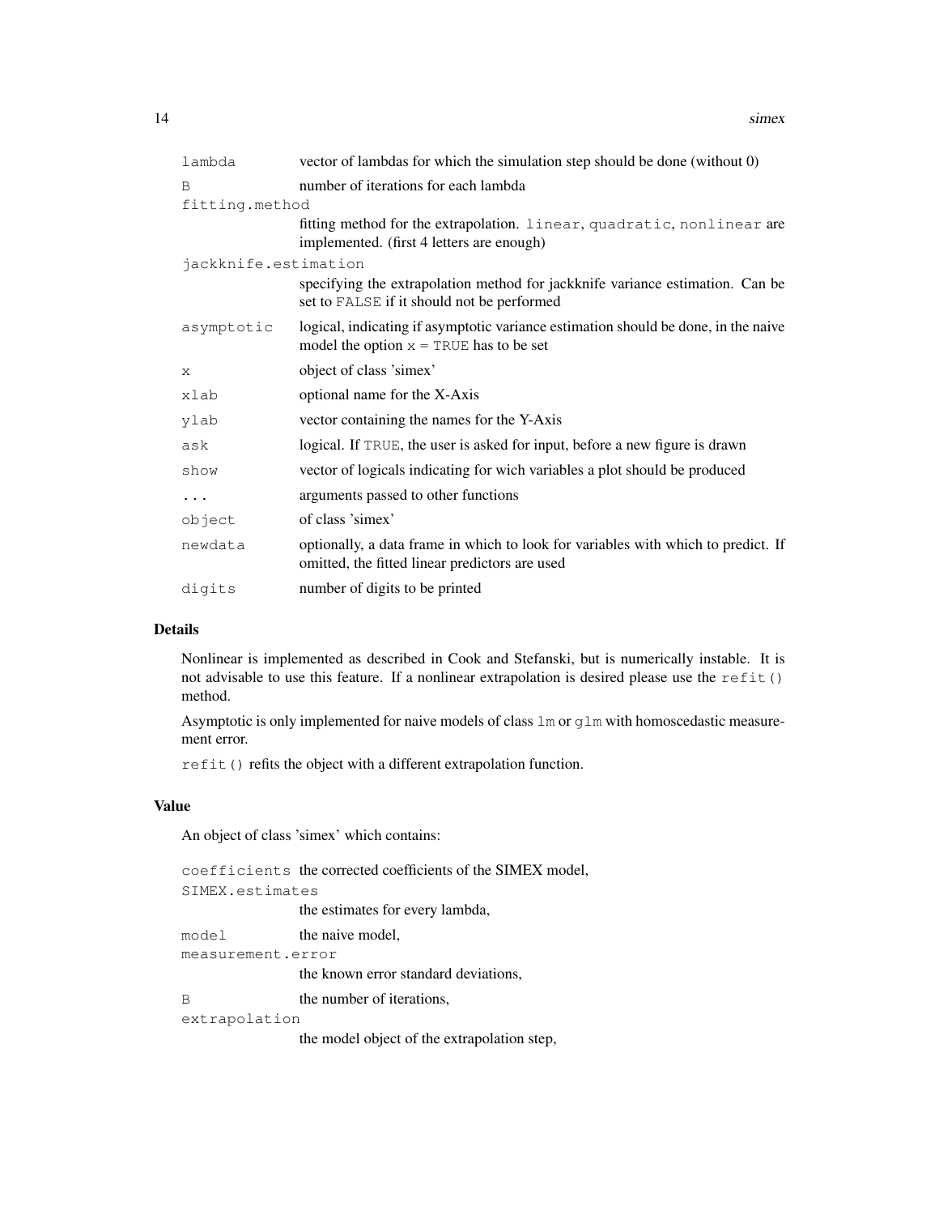| | |
|---|---|
| `lambda` | vector of lambdas for which the simulation step should be done (without 0) |
| `B` | number of iterations for each lambda |
| `fitting.method` | fitting method for the extrapolation. `linear`, `quadratic`, `nonlinear` are implemented. (first 4 letters are enough) |
| `jackknife.estimation` | specifying the extrapolation method for jackknife variance estimation. Can be set to `FALSE` if it should not be performed |
| `asymptotic` | logical, indicating if asymptotic variance estimation should be done, in the naive model the option `x = TRUE` has to be set |
| `x` | object of class 'simex' |
| `xlab` | optional name for the X-Axis |
| `ylab` | vector containing the names for the Y-Axis |
| `ask` | logical. If `TRUE`, the user is asked for input, before a new figure is drawn |
| `show` | vector of logicals indicating for wich variables a plot should be produced |
| `...` | arguments passed to other functions |
| `object` | of class 'simex' |
| `newdata` | optionally, a data frame in which to look for variables with which to predict. If omitted, the fitted linear predictors are used |
| `digits` | number of digits to be printed |

## Details

Nonlinear is implemented as described in Cook and Stefanski, but is numerically instable. It is not advisable to use this feature. If a nonlinear extrapolation is desired please use the `refit()` method.

Asymptotic is only implemented for naive models of class `lm` or `glm` with homoscedastic measurement error.

`refit()` refits the object with a different extrapolation function.

## Value

An object of class 'simex' which contains:

| | |
|---|---|
| `coefficients` | the corrected coefficients of the SIMEX model, |
| `SIMEX.estimates` | the estimates for every lambda, |
| `model` | the naive model, |
| `measurement.error` | the known error standard deviations, |
| `B` | the number of iterations, |
| `extrapolation` | the model object of the extrapolation step, |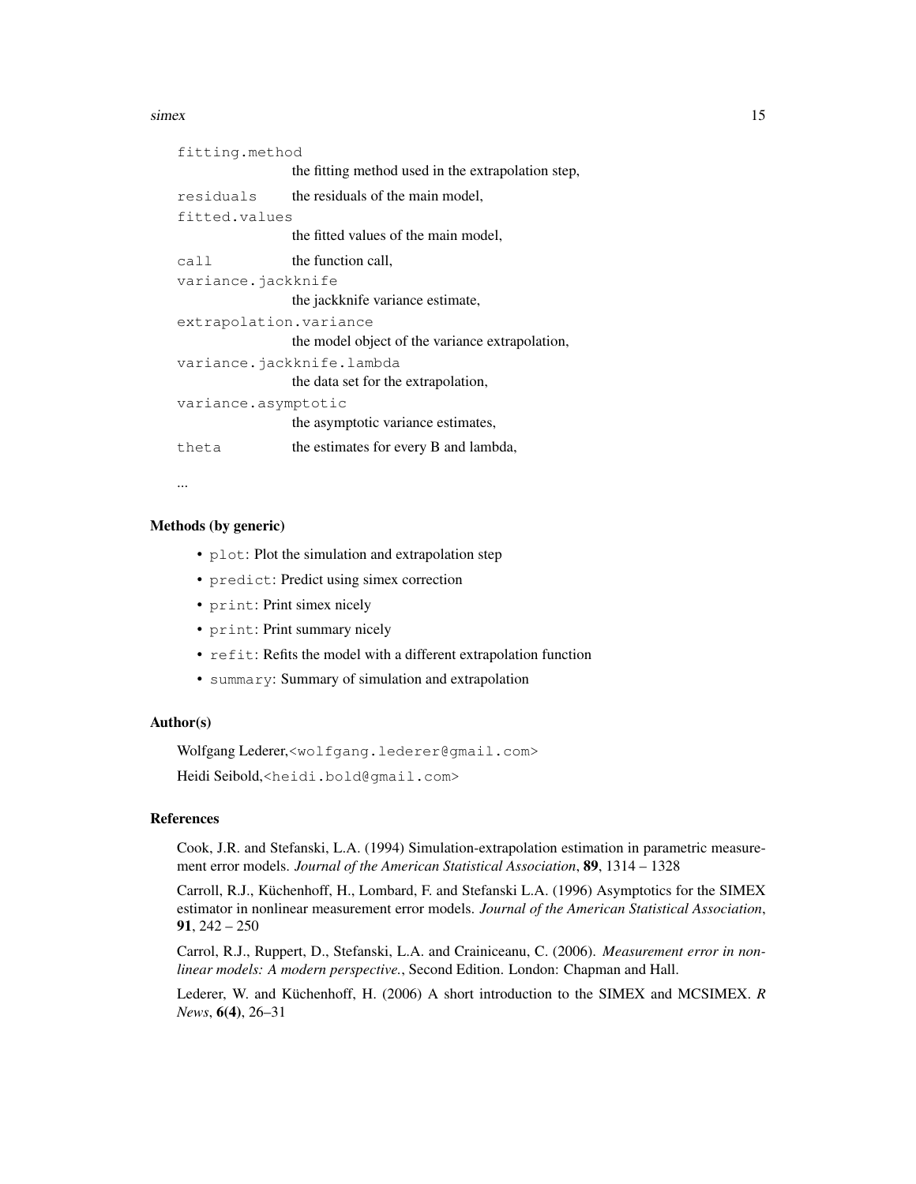`fitting.method`
: the fitting method used in the extrapolation step,

`residuals`
: the residuals of the main model,

`fitted.values`
: the fitted values of the main model,

`call`
: the function call,

`variance.jackknife`
: the jackknife variance estimate,

`extrapolation.variance`
: the model object of the variance extrapolation,

`variance.jackknife.lambda`
: the data set for the extrapolation,

`variance.asymptotic`
: the asymptotic variance estimates,

`theta`
: the estimates for every B and lambda,

...

### Methods (by generic)

- `plot`: Plot the simulation and extrapolation step
- `predict`: Predict using simex correction
- `print`: Print simex nicely
- `print`: Print summary nicely
- `refit`: Refits the model with a different extrapolation function
- `summary`: Summary of simulation and extrapolation

### Author(s)

Wolfgang Lederer,<wolfgang.lederer@gmail.com>

Heidi Seibold,<heidi.bold@gmail.com>

### References

Cook, J.R. and Stefanski, L.A. (1994) Simulation-extrapolation estimation in parametric measurement error models. *Journal of the American Statistical Association*, **89**, 1314 – 1328

Carroll, R.J., Küchenhoff, H., Lombard, F. and Stefanski L.A. (1996) Asymptotics for the SIMEX estimator in nonlinear measurement error models. *Journal of the American Statistical Association*, **91**, 242 – 250

Carrol, R.J., Ruppert, D., Stefanski, L.A. and Crainiceanu, C. (2006). *Measurement error in nonlinear models: A modern perspective.*, Second Edition. London: Chapman and Hall.

Lederer, W. and Küchenhoff, H. (2006) A short introduction to the SIMEX and MCSIMEX. *R News*, **6(4)**, 26–31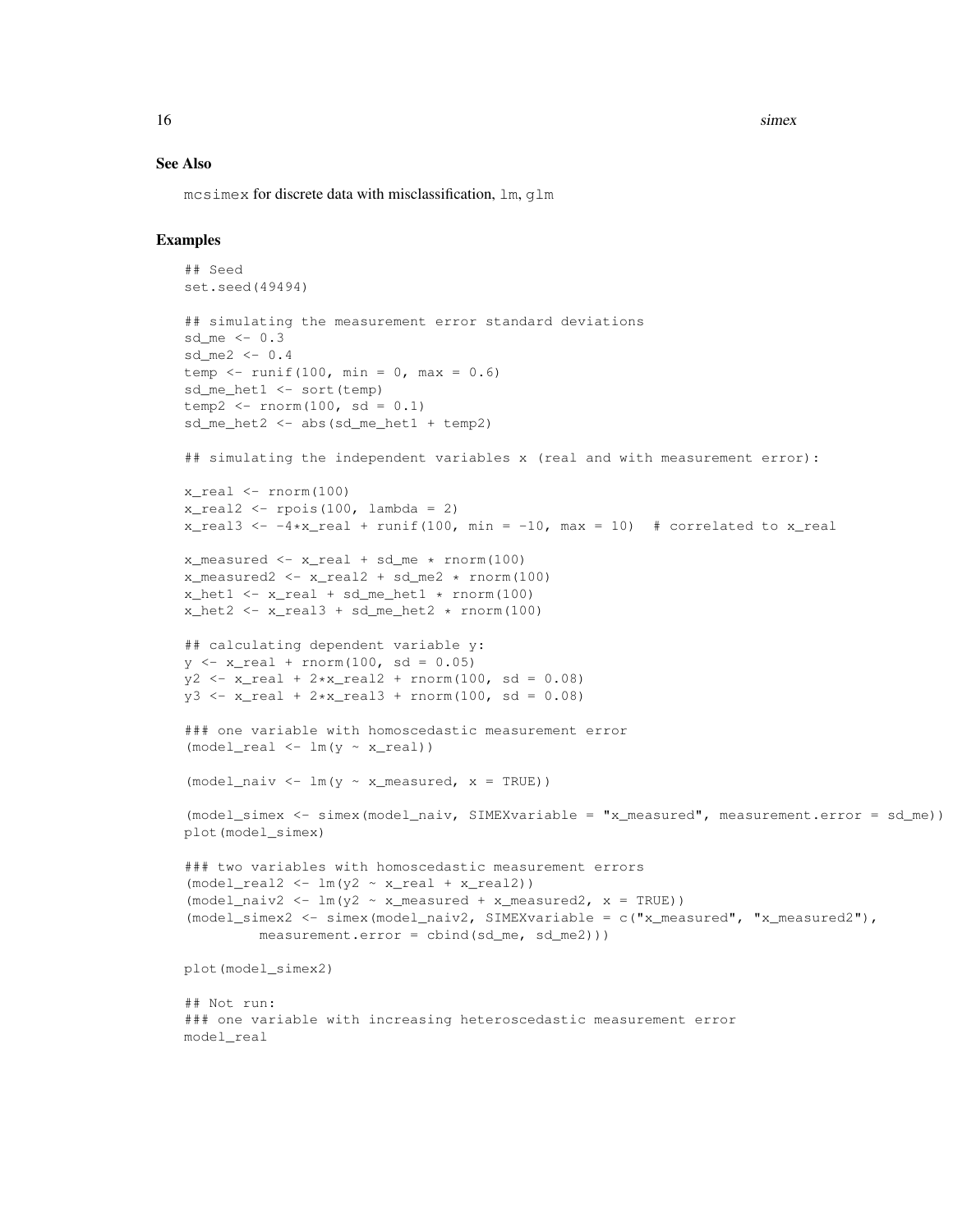## See Also

mcsimex for discrete data with misclassification, lm, glm

## Examples

```
## Seed
set.seed(49494)

## simulating the measurement error standard deviations
sd_me <- 0.3
sd_me2 <- 0.4
temp <- runif(100, min = 0, max = 0.6)
sd_me_het1 <- sort(temp)
temp2 <- rnorm(100, sd = 0.1)
sd_me_het2 <- abs(sd_me_het1 + temp2)

## simulating the independent variables x (real and with measurement error):

x_real <- rnorm(100)
x_real2 <- rpois(100, lambda = 2)
x_real3 <- -4*x_real + runif(100, min = -10, max = 10)  # correlated to x_real

x_measured <- x_real + sd_me * rnorm(100)
x_measured2 <- x_real2 + sd_me2 * rnorm(100)
x_het1 <- x_real + sd_me_het1 * rnorm(100)
x_het2 <- x_real3 + sd_me_het2 * rnorm(100)

## calculating dependent variable y:
y <- x_real + rnorm(100, sd = 0.05)
y2 <- x_real + 2*x_real2 + rnorm(100, sd = 0.08)
y3 <- x_real + 2*x_real3 + rnorm(100, sd = 0.08)

### one variable with homoscedastic measurement error
(model_real <- lm(y ~ x_real))

(model_naiv <- lm(y ~ x_measured, x = TRUE))

(model_simex <- simex(model_naiv, SIMEXvariable = "x_measured", measurement.error = sd_me))
plot(model_simex)

### two variables with homoscedastic measurement errors
(model_real2 <- lm(y2 ~ x_real + x_real2))
(model_naiv2 <- lm(y2 ~ x_measured + x_measured2, x = TRUE))
(model_simex2 <- simex(model_naiv2, SIMEXvariable = c("x_measured", "x_measured2"),
         measurement.error = cbind(sd_me, sd_me2)))

plot(model_simex2)

## Not run:
### one variable with increasing heteroscedastic measurement error
model_real
```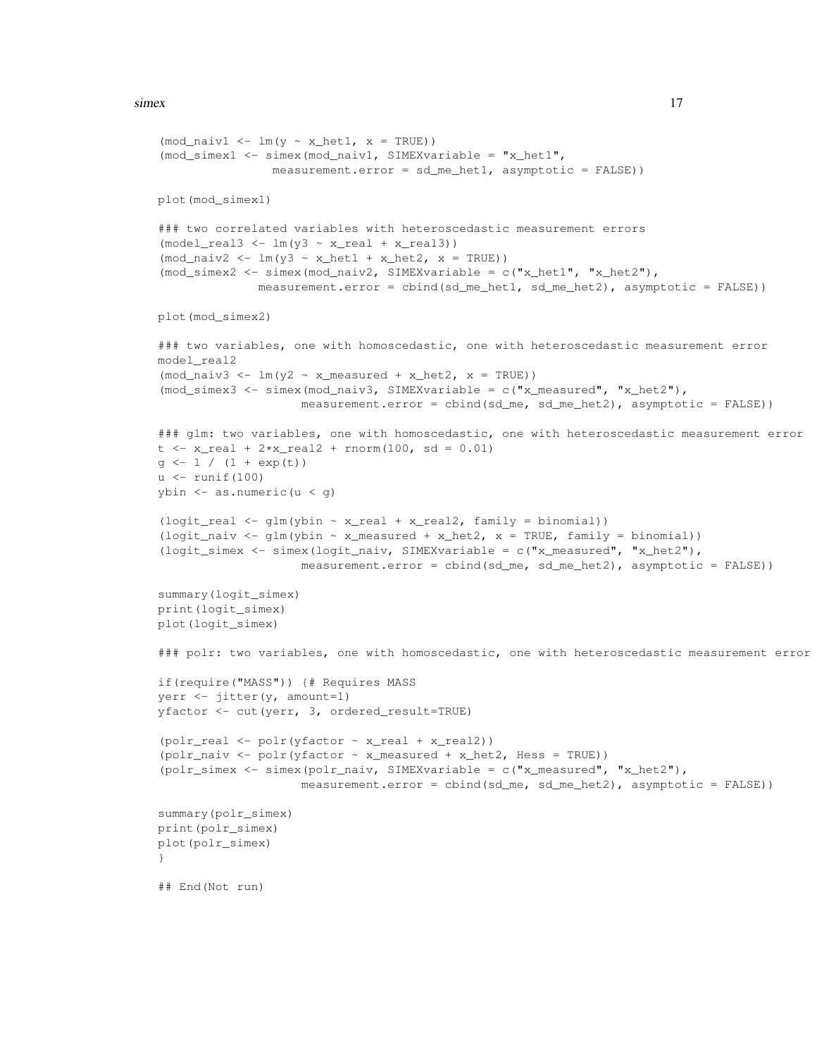```
(mod_naiv1 <- lm(y ~ x_het1, x = TRUE))
(mod_simex1 <- simex(mod_naiv1, SIMEXvariable = "x_het1",
              measurement.error = sd_me_het1, asymptotic = FALSE))

plot(mod_simex1)

### two correlated variables with heteroscedastic measurement errors
(model_real3 <- lm(y3 ~ x_real + x_real3))
(mod_naiv2 <- lm(y3 ~ x_het1 + x_het2, x = TRUE))
(mod_simex2 <- simex(mod_naiv2, SIMEXvariable = c("x_het1", "x_het2"),
            measurement.error = cbind(sd_me_het1, sd_me_het2), asymptotic = FALSE))

plot(mod_simex2)

### two variables, one with homoscedastic, one with heteroscedastic measurement error
model_real2
(mod_naiv3 <- lm(y2 ~ x_measured + x_het2, x = TRUE))
(mod_simex3 <- simex(mod_naiv3, SIMEXvariable = c("x_measured", "x_het2"),
                measurement.error = cbind(sd_me, sd_me_het2), asymptotic = FALSE))

### glm: two variables, one with homoscedastic, one with heteroscedastic measurement error
t <- x_real + 2*x_real2 + rnorm(100, sd = 0.01)
g <- 1 / (1 + exp(t))
u <- runif(100)
ybin <- as.numeric(u < g)

(logit_real <- glm(ybin ~ x_real + x_real2, family = binomial))
(logit_naiv <- glm(ybin ~ x_measured + x_het2, x = TRUE, family = binomial))
(logit_simex <- simex(logit_naiv, SIMEXvariable = c("x_measured", "x_het2"),
                measurement.error = cbind(sd_me, sd_me_het2), asymptotic = FALSE))

summary(logit_simex)
print(logit_simex)
plot(logit_simex)

### polr: two variables, one with homoscedastic, one with heteroscedastic measurement error

if(require("MASS")) {# Requires MASS
yerr <- jitter(y, amount=1)
yfactor <- cut(yerr, 3, ordered_result=TRUE)

(polr_real <- polr(yfactor ~ x_real + x_real2))
(polr_naiv <- polr(yfactor ~ x_measured + x_het2, Hess = TRUE))
(polr_simex <- simex(polr_naiv, SIMEXvariable = c("x_measured", "x_het2"),
                measurement.error = cbind(sd_me, sd_me_het2), asymptotic = FALSE))

summary(polr_simex)
print(polr_simex)
plot(polr_simex)
}

## End(Not run)
```